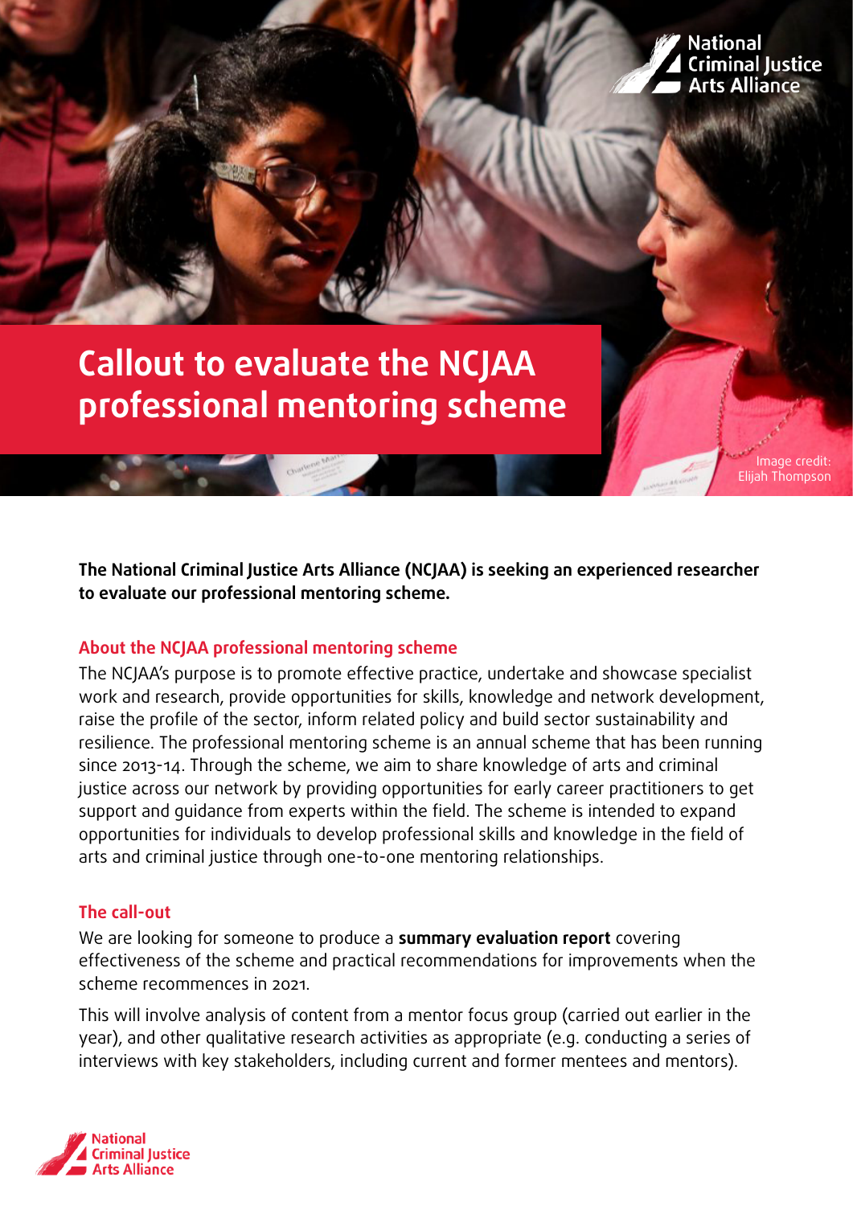# Callout to evaluate the NCJAA professional mentoring scheme

Image credit: Elijah Thompson

**The National Criminal Justice Arts Alliance (NCJAA) is seeking an experienced researcher to evaluate our professional mentoring scheme.**

## About the NCJAA professional mentoring scheme

The NCJAA's purpose is to promote effective practice, undertake and showcase specialist work and research, provide opportunities for skills, knowledge and network development, raise the profile of the sector, inform related policy and build sector sustainability and resilience. The professional mentoring scheme is an annual scheme that has been running since 2013-14. Through the scheme, we aim to share knowledge of arts and criminal justice across our network by providing opportunities for early career practitioners to get support and guidance from experts within the field. The scheme is intended to expand opportunities for individuals to develop professional skills and knowledge in the field of arts and criminal justice through one-to-one mentoring relationships.

## The call-out

We are looking for someone to produce a **summary evaluation report** covering effectiveness of the scheme and practical recommendations for improvements when the scheme recommences in 2021.

This will involve analysis of content from a mentor focus group (carried out earlier in the year), and other qualitative research activities as appropriate (e.g. conducting a series of interviews with key stakeholders, including current and former mentees and mentors).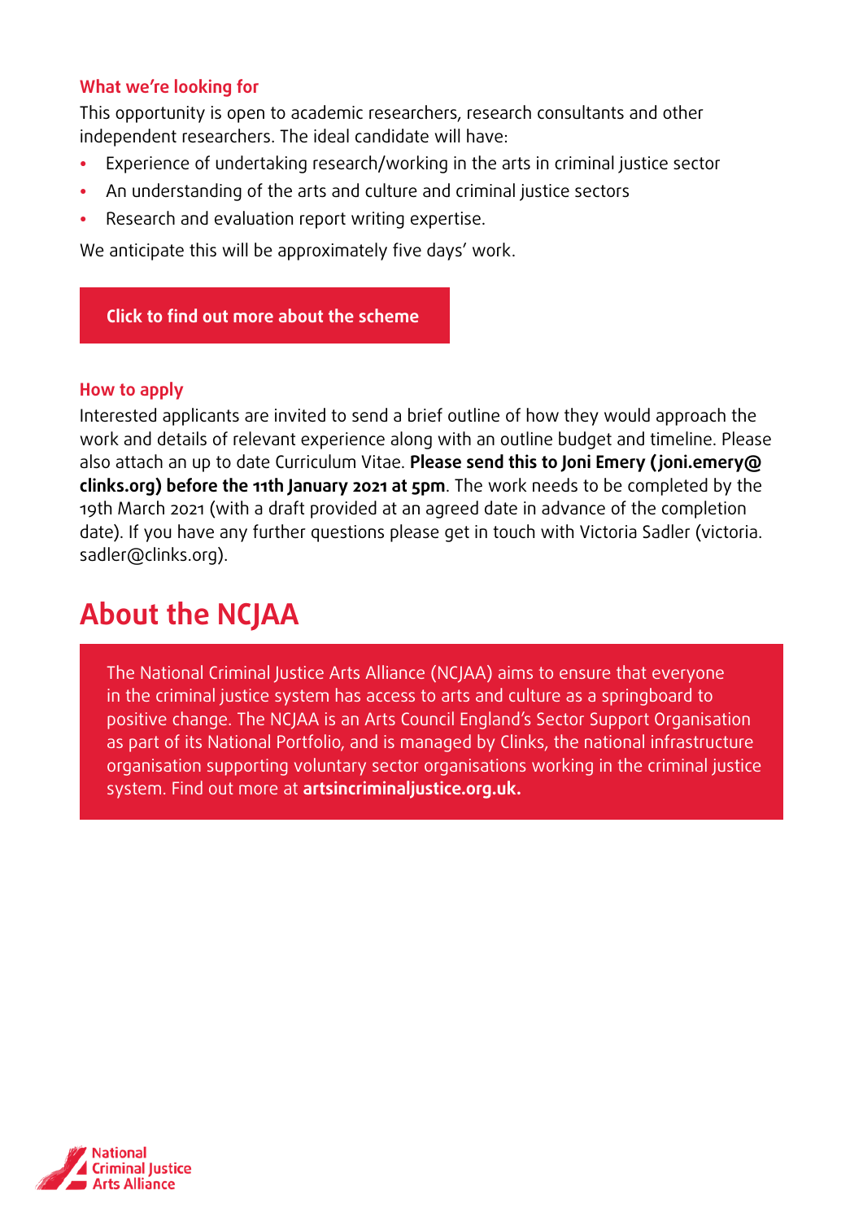### What we're looking for

This opportunity is open to academic researchers, research consultants and other independent researchers. The ideal candidate will have:

- Experience of undertaking research/working in the arts in criminal justice sector
- An understanding of the arts and culture and criminal justice sectors
- Research and evaluation report writing expertise.

We anticipate this will be approximately five days' work.

Click to find out more about the scheme

### How to apply

Interested applicants are invited to send a brief outline of how they would approach the work and details of relevant experience along with an outline budget and timeline. Please also attach an up to date Curriculum Vitae. **Please send this to Joni Emery (joni.emery@clinks.org) before the 11th January 2021 at 5pm**. The work needs to be completed by the 19th March 2021 (with a draft provided at an agreed date in advance of the completion date). If you have any further questions please get in touch with Victoria Sadler (victoria.sadler@clinks.org).

## About the NCJAA

The National Criminal Justice Arts Alliance (NCJAA) aims to ensure that everyone in the criminal justice system has access to arts and culture as a springboard to positive change. The NCJAA is an Arts Council England's Sector Support Organisation as part of its National Portfolio, and is managed by Clinks, the national infrastructure organisation supporting voluntary sector organisations working in the criminal justice system. Find out more at **artsincriminaljustice.org.uk.**

National Criminal Justice Arts Alliance